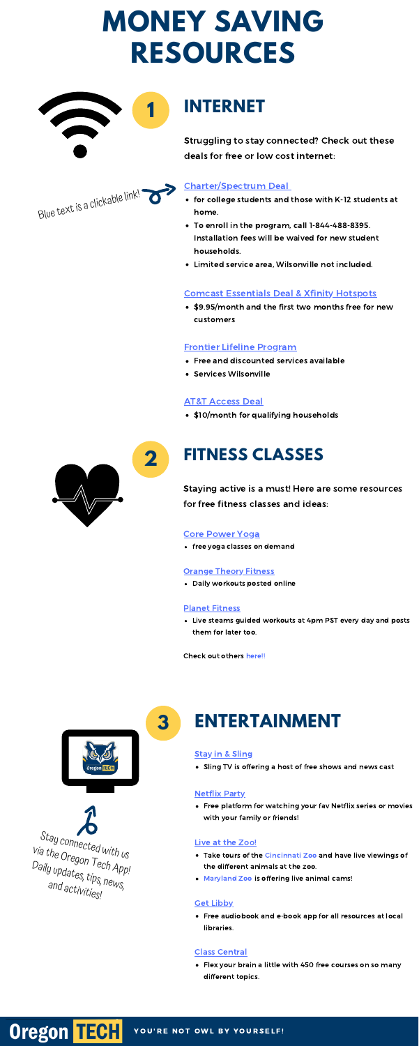# MONEY SAVING RESOURCES

## 1 INTERNET

Struggling to stay connected? Check out these deals for free or low cost internet:

Blue text is a clickable link!

Charter/Spectrum Deal

- for college students and those with K-12 students at home.
- To enroll in the program, call 1-844-488-8395. Installation fees will be waived for new student households.
- Limited service area, Wilsonville not included.

Comcast Essentials Deal & Xfinity Hotspots

- $9.95/month and the first two months free for new customers

Frontier Lifeline Program

- Free and discounted services available
- Services Wilsonville

AT&T Access Deal

- $10/month for qualifying households

## 2 FITNESS CLASSES

Staying active is a must! Here are some resources for free fitness classes and ideas:

Core Power Yoga

- free yoga classes on demand

Orange Theory Fitness

- Daily workouts posted online

Planet Fitness

- Live steams guided workouts at 4pm PST every day and posts them for later too.

Check out others here!!

## 3 ENTERTAINMENT

Stay in & Sling

- Sling TV is offering a host of free shows and news cast

Netflix Party

- Free platform for watching your fav Netflix series or movies with your family or friends!

Live at the Zoo!

- Take tours of the Cincinnati Zoo and have live viewings of the different animals at the zoo.
- Maryland Zoo is offering live animal cams!

Get Libby

- Free audiobook and e-book app for all resources at local libraries.

Class Central

- Flex your brain a little with 450 free courses on so many different topics.

Stay connected with us via the Oregon Tech App! Daily updates, tips, news, and activities!

Oregon TECH — YOU'RE NOT OWL BY YOURSELF!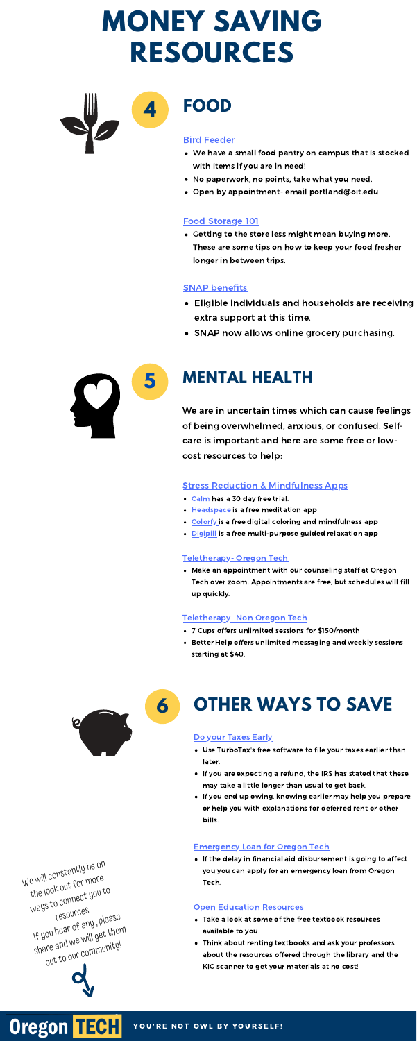# MONEY SAVING RESOURCES

## 4 FOOD

### Bird Feeder

- We have a small food pantry on campus that is stocked with items if you are in need!
- No paperwork, no points, take what you need.
- Open by appointment- email portland@oit.edu

### Food Storage 101

- Getting to the store less might mean buying more. These are some tips on how to keep your food fresher longer in between trips.

### SNAP benefits

- Eligible individuals and households are receiving extra support at this time.
- SNAP now allows online grocery purchasing.

## 5 MENTAL HEALTH

We are in uncertain times which can cause feelings of being overwhelmed, anxious, or confused. Self-care is important and here are some free or low-cost resources to help:

### Stress Reduction & Mindfulness Apps

- Calm has a 30 day free trial.
- Headspace is a free meditation app
- Colorfy is a free digital coloring and mindfulness app
- Digipill is a free multi-purpose guided relaxation app

### Teletherapy- Oregon Tech

- Make an appointment with our counseling staff at Oregon Tech over zoom. Appointments are free, but schedules will fill up quickly.

### Teletherapy- Non Oregon Tech

- 7 Cups offers unlimited sessions for $150/month
- Better Help offers unlimited messaging and weekly sessions starting at $40.

## 6 OTHER WAYS TO SAVE

### Do your Taxes Early

- Use TurboTax's free software to file your taxes earlier than later.
- If you are expecting a refund, the IRS has stated that these may take a little longer than usual to get back.
- If you end up owing, knowing earlier may help you prepare or help you with explanations for deferred rent or other bills.

### Emergency Loan for Oregon Tech

- If the delay in financial aid disbursement is going to affect you you can apply for an emergency loan from Oregon Tech.

### Open Education Resources

- Take a look at some of the free textbook resources available to you.
- Think about renting textbooks and ask your professors about the resources offered through the library and the KIC scanner to get your materials at no cost!

We will constantly be on the look out for more ways to connect you to resources. If you hear of any, please share and we will get them out to our community!

Oregon TECH YOU'RE NOT OWL BY YOURSELF!